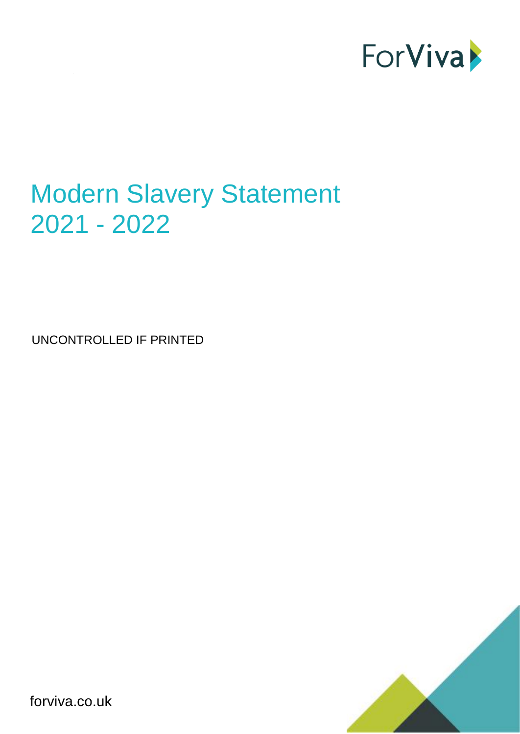ForViva

# Modern Slavery Statement 2021 - 2022

UNCONTROLLED IF PRINTED

forviva.co.uk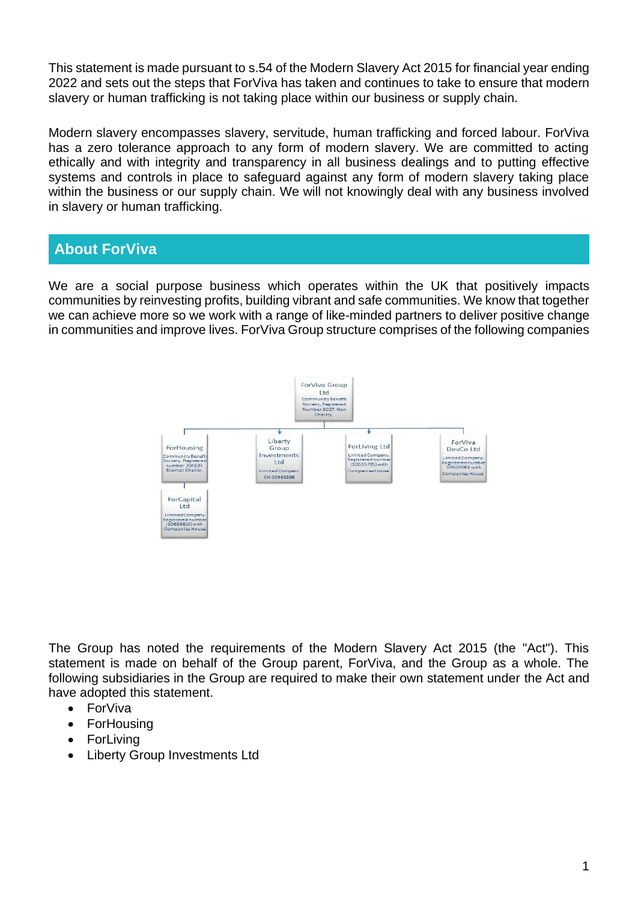This statement is made pursuant to s.54 of the Modern Slavery Act 2015 for financial year ending 2022 and sets out the steps that ForViva has taken and continues to take to ensure that modern slavery or human trafficking is not taking place within our business or supply chain.

Modern slavery encompasses slavery, servitude, human trafficking and forced labour. ForViva has a zero tolerance approach to any form of modern slavery. We are committed to acting ethically and with integrity and transparency in all business dealings and to putting effective systems and controls in place to safeguard against any form of modern slavery taking place within the business or our supply chain. We will not knowingly deal with any business involved in slavery or human trafficking.

## About ForViva

We are a social purpose business which operates within the UK that positively impacts communities by reinvesting profits, building vibrant and safe communities. We know that together we can achieve more so we work with a range of like-minded partners to deliver positive change in communities and improve lives. ForViva Group structure comprises of the following companies

- **ForViva Group Ltd** – Community Benefit Society, Registered Number 8027. Non Charity.
  - **ForHousing** – Community Benefit Society. Registered number 30483R. Exempt Charity.
    - **ForCapital Ltd** – Limited Company Registered number (10636610) with Companies House
  - **Liberty Group Investments Ltd** – Limited Company CH 00968396
  - **ForLiving Ltd** – Limited Company. Registered number (10635705) with Companies House
  - **ForViva DevCo Ltd** – Limited Company. Registered number 09609061 with Companies House

The Group has noted the requirements of the Modern Slavery Act 2015 (the "Act"). This statement is made on behalf of the Group parent, ForViva, and the Group as a whole. The following subsidiaries in the Group are required to make their own statement under the Act and have adopted this statement.

- ForViva
- ForHousing
- ForLiving
- Liberty Group Investments Ltd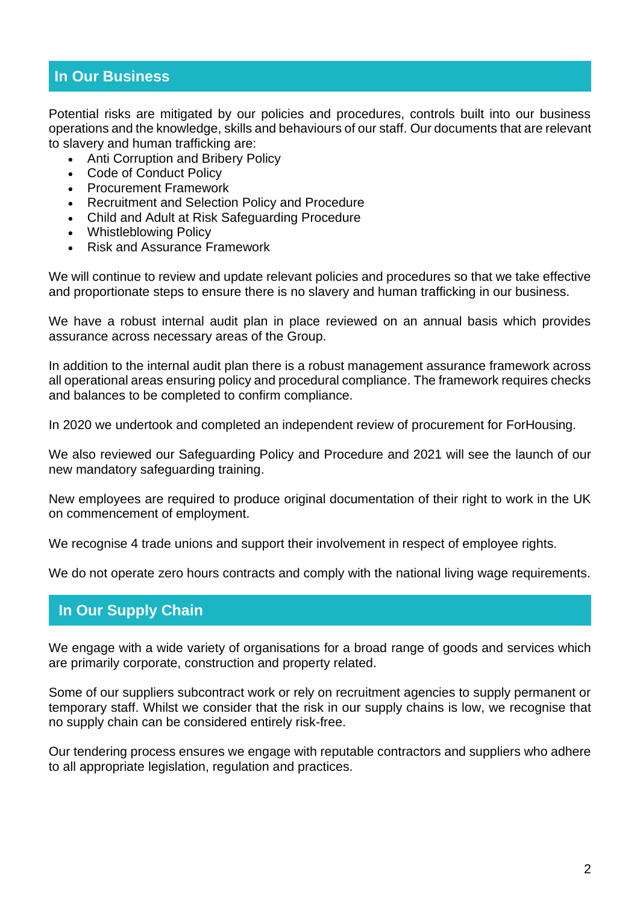## In Our Business

Potential risks are mitigated by our policies and procedures, controls built into our business operations and the knowledge, skills and behaviours of our staff. Our documents that are relevant to slavery and human trafficking are:

- Anti Corruption and Bribery Policy
- Code of Conduct Policy
- Procurement Framework
- Recruitment and Selection Policy and Procedure
- Child and Adult at Risk Safeguarding Procedure
- Whistleblowing Policy
- Risk and Assurance Framework

We will continue to review and update relevant policies and procedures so that we take effective and proportionate steps to ensure there is no slavery and human trafficking in our business.

We have a robust internal audit plan in place reviewed on an annual basis which provides assurance across necessary areas of the Group.

In addition to the internal audit plan there is a robust management assurance framework across all operational areas ensuring policy and procedural compliance. The framework requires checks and balances to be completed to confirm compliance.

In 2020 we undertook and completed an independent review of procurement for ForHousing.

We also reviewed our Safeguarding Policy and Procedure and 2021 will see the launch of our new mandatory safeguarding training.

New employees are required to produce original documentation of their right to work in the UK on commencement of employment.

We recognise 4 trade unions and support their involvement in respect of employee rights.

We do not operate zero hours contracts and comply with the national living wage requirements.

## In Our Supply Chain

We engage with a wide variety of organisations for a broad range of goods and services which are primarily corporate, construction and property related.

Some of our suppliers subcontract work or rely on recruitment agencies to supply permanent or temporary staff. Whilst we consider that the risk in our supply chains is low, we recognise that no supply chain can be considered entirely risk-free.

Our tendering process ensures we engage with reputable contractors and suppliers who adhere to all appropriate legislation, regulation and practices.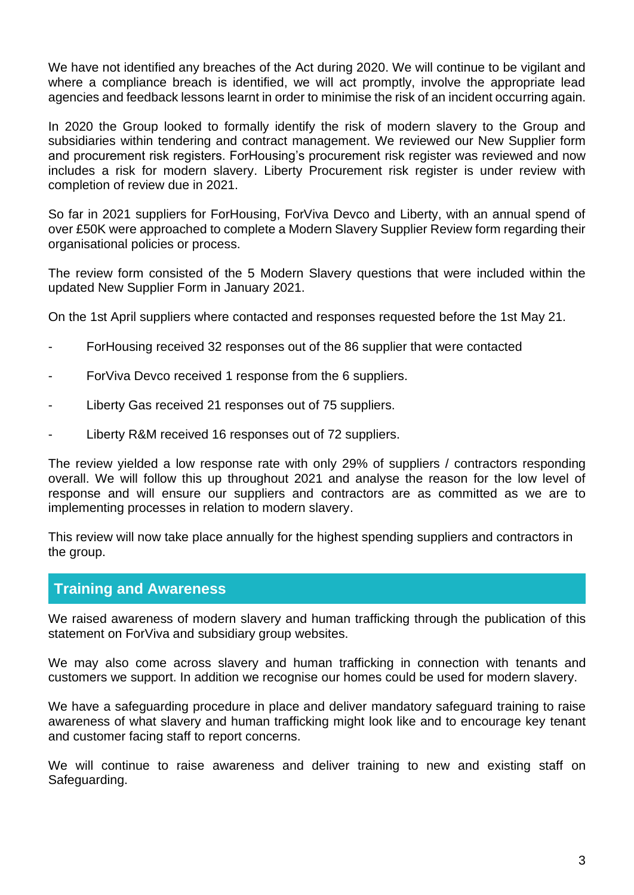We have not identified any breaches of the Act during 2020. We will continue to be vigilant and where a compliance breach is identified, we will act promptly, involve the appropriate lead agencies and feedback lessons learnt in order to minimise the risk of an incident occurring again.

In 2020 the Group looked to formally identify the risk of modern slavery to the Group and subsidiaries within tendering and contract management. We reviewed our New Supplier form and procurement risk registers. ForHousing's procurement risk register was reviewed and now includes a risk for modern slavery. Liberty Procurement risk register is under review with completion of review due in 2021.

So far in 2021 suppliers for ForHousing, ForViva Devco and Liberty, with an annual spend of over £50K were approached to complete a Modern Slavery Supplier Review form regarding their organisational policies or process.

The review form consisted of the 5 Modern Slavery questions that were included within the updated New Supplier Form in January 2021.

On the 1st April suppliers where contacted and responses requested before the 1st May 21.

- ForHousing received 32 responses out of the 86 supplier that were contacted
- ForViva Devco received 1 response from the 6 suppliers.
- Liberty Gas received 21 responses out of 75 suppliers.
- Liberty R&M received 16 responses out of 72 suppliers.

The review yielded a low response rate with only 29% of suppliers / contractors responding overall. We will follow this up throughout 2021 and analyse the reason for the low level of response and will ensure our suppliers and contractors are as committed as we are to implementing processes in relation to modern slavery.

This review will now take place annually for the highest spending suppliers and contractors in the group.

## Training and Awareness

We raised awareness of modern slavery and human trafficking through the publication of this statement on ForViva and subsidiary group websites.

We may also come across slavery and human trafficking in connection with tenants and customers we support. In addition we recognise our homes could be used for modern slavery.

We have a safeguarding procedure in place and deliver mandatory safeguard training to raise awareness of what slavery and human trafficking might look like and to encourage key tenant and customer facing staff to report concerns.

We will continue to raise awareness and deliver training to new and existing staff on Safeguarding.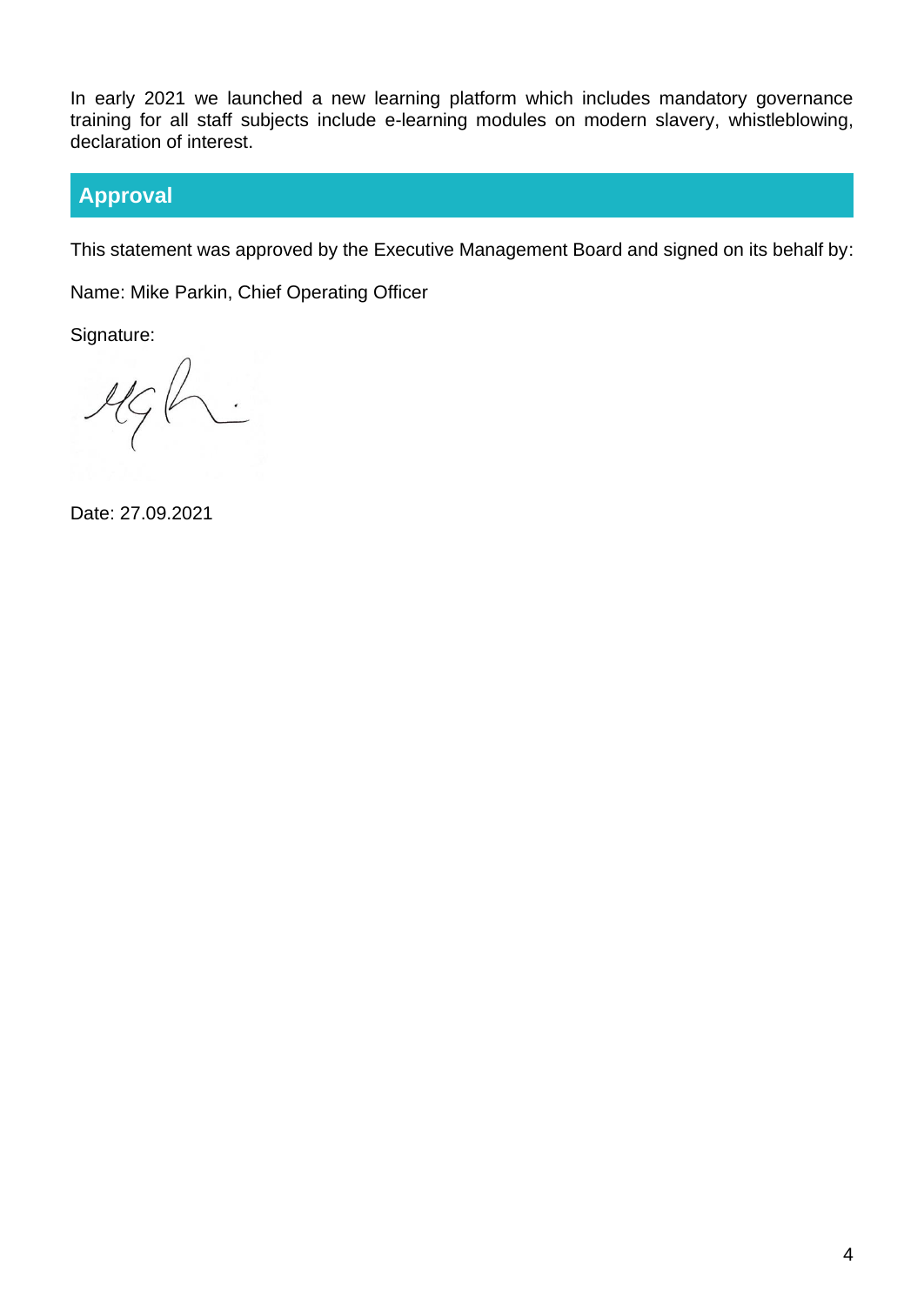In early 2021 we launched a new learning platform which includes mandatory governance training for all staff subjects include e-learning modules on modern slavery, whistleblowing, declaration of interest.

## Approval

This statement was approved by the Executive Management Board and signed on its behalf by:

Name: Mike Parkin, Chief Operating Officer

Signature:

Date: 27.09.2021